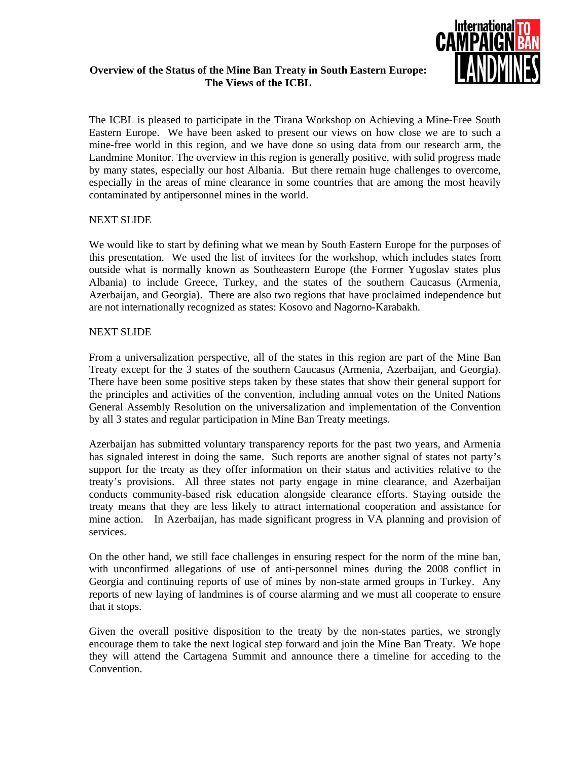**Overview of the Status of the Mine Ban Treaty in South Eastern Europe: The Views of the ICBL**

The ICBL is pleased to participate in the Tirana Workshop on Achieving a Mine-Free South Eastern Europe. We have been asked to present our views on how close we are to such a mine-free world in this region, and we have done so using data from our research arm, the Landmine Monitor. The overview in this region is generally positive, with solid progress made by many states, especially our host Albania. But there remain huge challenges to overcome, especially in the areas of mine clearance in some countries that are among the most heavily contaminated by antipersonnel mines in the world.

NEXT SLIDE

We would like to start by defining what we mean by South Eastern Europe for the purposes of this presentation. We used the list of invitees for the workshop, which includes states from outside what is normally known as Southeastern Europe (the Former Yugoslav states plus Albania) to include Greece, Turkey, and the states of the southern Caucasus (Armenia, Azerbaijan, and Georgia). There are also two regions that have proclaimed independence but are not internationally recognized as states: Kosovo and Nagorno-Karabakh.

NEXT SLIDE

From a universalization perspective, all of the states in this region are part of the Mine Ban Treaty except for the 3 states of the southern Caucasus (Armenia, Azerbaijan, and Georgia). There have been some positive steps taken by these states that show their general support for the principles and activities of the convention, including annual votes on the United Nations General Assembly Resolution on the universalization and implementation of the Convention by all 3 states and regular participation in Mine Ban Treaty meetings.

Azerbaijan has submitted voluntary transparency reports for the past two years, and Armenia has signaled interest in doing the same. Such reports are another signal of states not party's support for the treaty as they offer information on their status and activities relative to the treaty's provisions. All three states not party engage in mine clearance, and Azerbaijan conducts community-based risk education alongside clearance efforts. Staying outside the treaty means that they are less likely to attract international cooperation and assistance for mine action. In Azerbaijan, has made significant progress in VA planning and provision of services.

On the other hand, we still face challenges in ensuring respect for the norm of the mine ban, with unconfirmed allegations of use of anti-personnel mines during the 2008 conflict in Georgia and continuing reports of use of mines by non-state armed groups in Turkey. Any reports of new laying of landmines is of course alarming and we must all cooperate to ensure that it stops.

Given the overall positive disposition to the treaty by the non-states parties, we strongly encourage them to take the next logical step forward and join the Mine Ban Treaty. We hope they will attend the Cartagena Summit and announce there a timeline for acceding to the Convention.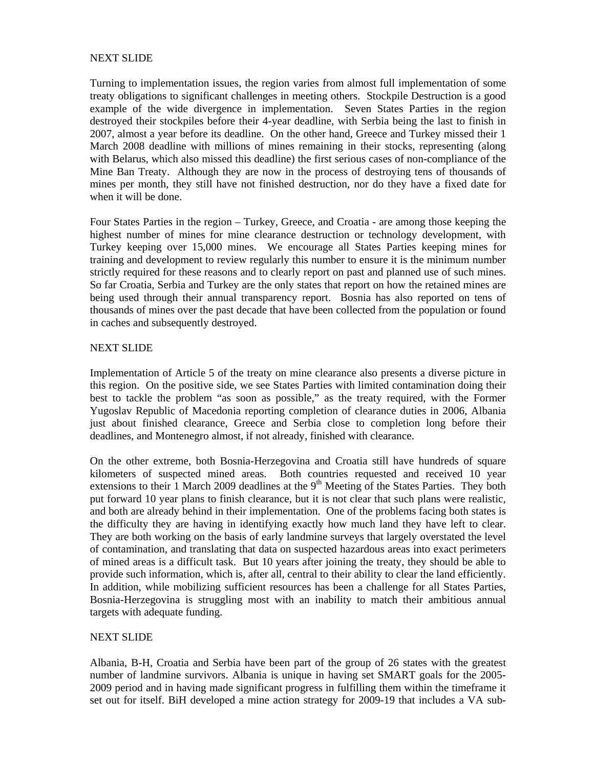NEXT SLIDE

Turning to implementation issues, the region varies from almost full implementation of some treaty obligations to significant challenges in meeting others. Stockpile Destruction is a good example of the wide divergence in implementation. Seven States Parties in the region destroyed their stockpiles before their 4-year deadline, with Serbia being the last to finish in 2007, almost a year before its deadline. On the other hand, Greece and Turkey missed their 1 March 2008 deadline with millions of mines remaining in their stocks, representing (along with Belarus, which also missed this deadline) the first serious cases of non-compliance of the Mine Ban Treaty. Although they are now in the process of destroying tens of thousands of mines per month, they still have not finished destruction, nor do they have a fixed date for when it will be done.

Four States Parties in the region – Turkey, Greece, and Croatia - are among those keeping the highest number of mines for mine clearance destruction or technology development, with Turkey keeping over 15,000 mines. We encourage all States Parties keeping mines for training and development to review regularly this number to ensure it is the minimum number strictly required for these reasons and to clearly report on past and planned use of such mines. So far Croatia, Serbia and Turkey are the only states that report on how the retained mines are being used through their annual transparency report. Bosnia has also reported on tens of thousands of mines over the past decade that have been collected from the population or found in caches and subsequently destroyed.

NEXT SLIDE

Implementation of Article 5 of the treaty on mine clearance also presents a diverse picture in this region. On the positive side, we see States Parties with limited contamination doing their best to tackle the problem "as soon as possible," as the treaty required, with the Former Yugoslav Republic of Macedonia reporting completion of clearance duties in 2006, Albania just about finished clearance, Greece and Serbia close to completion long before their deadlines, and Montenegro almost, if not already, finished with clearance.

On the other extreme, both Bosnia-Herzegovina and Croatia still have hundreds of square kilometers of suspected mined areas. Both countries requested and received 10 year extensions to their 1 March 2009 deadlines at the 9th Meeting of the States Parties. They both put forward 10 year plans to finish clearance, but it is not clear that such plans were realistic, and both are already behind in their implementation. One of the problems facing both states is the difficulty they are having in identifying exactly how much land they have left to clear. They are both working on the basis of early landmine surveys that largely overstated the level of contamination, and translating that data on suspected hazardous areas into exact perimeters of mined areas is a difficult task. But 10 years after joining the treaty, they should be able to provide such information, which is, after all, central to their ability to clear the land efficiently. In addition, while mobilizing sufficient resources has been a challenge for all States Parties, Bosnia-Herzegovina is struggling most with an inability to match their ambitious annual targets with adequate funding.

NEXT SLIDE

Albania, B-H, Croatia and Serbia have been part of the group of 26 states with the greatest number of landmine survivors. Albania is unique in having set SMART goals for the 2005-2009 period and in having made significant progress in fulfilling them within the timeframe it set out for itself. BiH developed a mine action strategy for 2009-19 that includes a VA sub-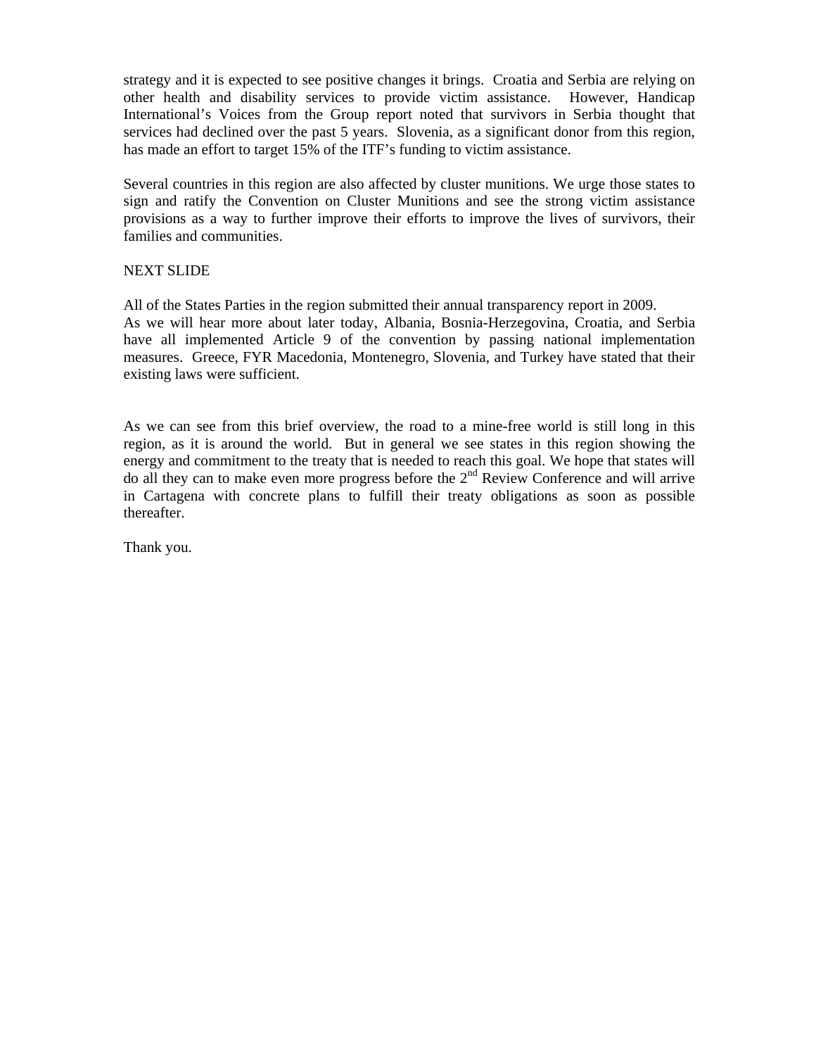strategy and it is expected to see positive changes it brings. Croatia and Serbia are relying on other health and disability services to provide victim assistance. However, Handicap International's Voices from the Group report noted that survivors in Serbia thought that services had declined over the past 5 years. Slovenia, as a significant donor from this region, has made an effort to target 15% of the ITF's funding to victim assistance.

Several countries in this region are also affected by cluster munitions. We urge those states to sign and ratify the Convention on Cluster Munitions and see the strong victim assistance provisions as a way to further improve their efforts to improve the lives of survivors, their families and communities.

NEXT SLIDE

All of the States Parties in the region submitted their annual transparency report in 2009.
As we will hear more about later today, Albania, Bosnia-Herzegovina, Croatia, and Serbia have all implemented Article 9 of the convention by passing national implementation measures. Greece, FYR Macedonia, Montenegro, Slovenia, and Turkey have stated that their existing laws were sufficient.

As we can see from this brief overview, the road to a mine-free world is still long in this region, as it is around the world. But in general we see states in this region showing the energy and commitment to the treaty that is needed to reach this goal. We hope that states will do all they can to make even more progress before the 2nd Review Conference and will arrive in Cartagena with concrete plans to fulfill their treaty obligations as soon as possible thereafter.

Thank you.